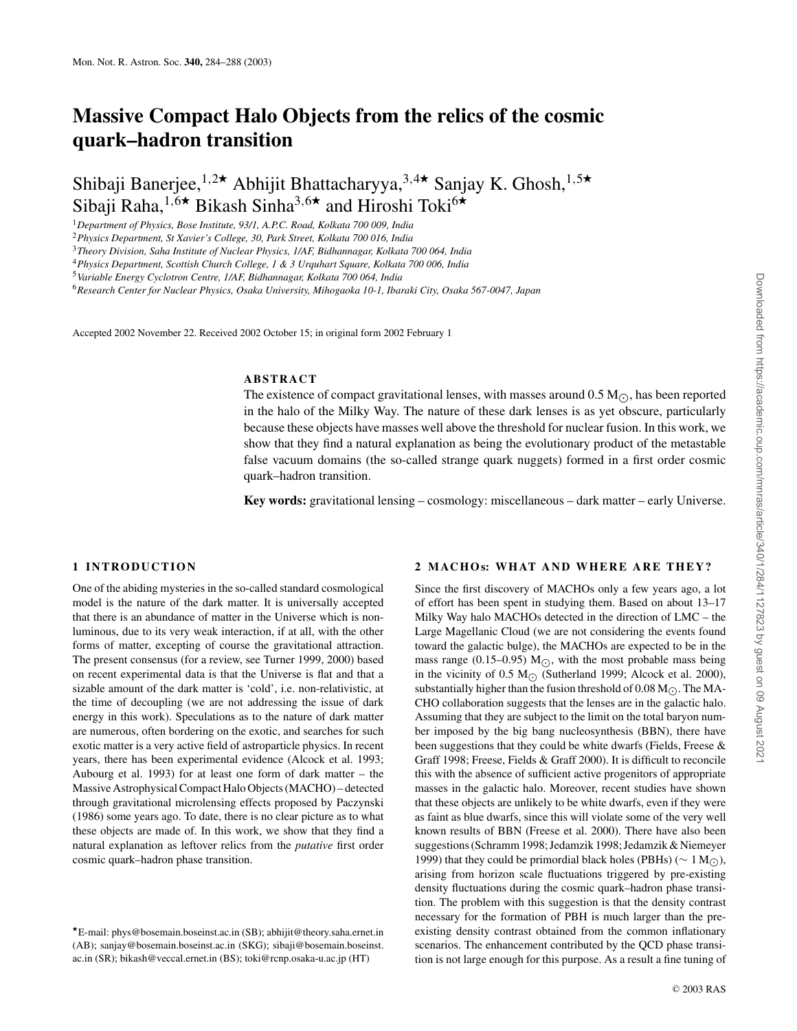# Massive Compact Halo Objects from the relics of the cosmic quark–hadron transition

Shibaji Banerjee,[1,2★] Abhijit Bhattacharyya,[3,4★] Sanjay K. Ghosh,[1,5★] Sibaji Raha,[1,6★] Bikash Sinha[3,6★] and Hiroshi Toki[6★]

[1] *Department of Physics, Bose Institute, 93/1, A.P.C. Road, Kolkata 700 009, India*
[2] *Physics Department, St Xavier's College, 30, Park Street, Kolkata 700 016, India*
[3] *Theory Division, Saha Institute of Nuclear Physics, 1/AF, Bidhannagar, Kolkata 700 064, India*
[4] *Physics Department, Scottish Church College, 1 & 3 Urquhart Square, Kolkata 700 006, India*
[5] *Variable Energy Cyclotron Centre, 1/AF, Bidhannagar, Kolkata 700 064, India*
[6] *Research Center for Nuclear Physics, Osaka University, Mihogaoka 10-1, Ibaraki City, Osaka 567-0047, Japan*

Accepted 2002 November 22. Received 2002 October 15; in original form 2002 February 1

## ABSTRACT

The existence of compact gravitational lenses, with masses around 0.5 $M_\odot$, has been reported in the halo of the Milky Way. The nature of these dark lenses is as yet obscure, particularly because these objects have masses well above the threshold for nuclear fusion. In this work, we show that they find a natural explanation as being the evolutionary product of the metastable false vacuum domains (the so-called strange quark nuggets) formed in a first order cosmic quark–hadron transition.

**Key words:** gravitational lensing – cosmology: miscellaneous – dark matter – early Universe.

## 1 INTRODUCTION

One of the abiding mysteries in the so-called standard cosmological model is the nature of the dark matter. It is universally accepted that there is an abundance of matter in the Universe which is non-luminous, due to its very weak interaction, if at all, with the other forms of matter, excepting of course the gravitational attraction. The present consensus (for a review, see Turner 1999, 2000) based on recent experimental data is that the Universe is flat and that a sizable amount of the dark matter is 'cold', i.e. non-relativistic, at the time of decoupling (we are not addressing the issue of dark energy in this work). Speculations as to the nature of dark matter are numerous, often bordering on the exotic, and searches for such exotic matter is a very active field of astroparticle physics. In recent years, there has been experimental evidence (Alcock et al. 1993; Aubourg et al. 1993) for at least one form of dark matter – the Massive Astrophysical Compact Halo Objects (MACHO) – detected through gravitational microlensing effects proposed by Paczynski (1986) some years ago. To date, there is no clear picture as to what these objects are made of. In this work, we show that they find a natural explanation as leftover relics from the *putative* first order cosmic quark–hadron phase transition.

## 2 MACHOs: WHAT AND WHERE ARE THEY?

Since the first discovery of MACHOs only a few years ago, a lot of effort has been spent in studying them. Based on about 13–17 Milky Way halo MACHOs detected in the direction of LMC – the Large Magellanic Cloud (we are not considering the events found toward the galactic bulge), the MACHOs are expected to be in the mass range (0.15–0.95) $M_\odot$, with the most probable mass being in the vicinity of 0.5 $M_\odot$ (Sutherland 1999; Alcock et al. 2000), substantially higher than the fusion threshold of 0.08 $M_\odot$. The MACHO collaboration suggests that the lenses are in the galactic halo. Assuming that they are subject to the limit on the total baryon number imposed by the big bang nucleosynthesis (BBN), there have been suggestions that they could be white dwarfs (Fields, Freese & Graff 1998; Freese, Fields & Graff 2000). It is difficult to reconcile this with the absence of sufficient active progenitors of appropriate masses in the galactic halo. Moreover, recent studies have shown that these objects are unlikely to be white dwarfs, even if they were as faint as blue dwarfs, since this will violate some of the very well known results of BBN (Freese et al. 2000). There have also been suggestions (Schramm 1998; Jedamzik 1998; Jedamzik & Niemeyer 1999) that they could be primordial black holes (PBHs) ($\sim 1\,M_\odot$), arising from horizon scale fluctuations triggered by pre-existing density fluctuations during the cosmic quark–hadron phase transition. The problem with this suggestion is that the density contrast necessary for the formation of PBH is much larger than the pre-existing density contrast obtained from the common inflationary scenarios. The enhancement contributed by the QCD phase transition is not large enough for this purpose. As a result a fine tuning of

★E-mail: phys@bosemain.boseinst.ac.in (SB); abhijit@theory.saha.ernet.in (AB); sanjay@bosemain.boseinst.ac.in (SKG); sibaji@bosemain.boseinst.ac.in (SR); bikash@veccal.ernet.in (BS); toki@rcnp.osaka-u.ac.jp (HT)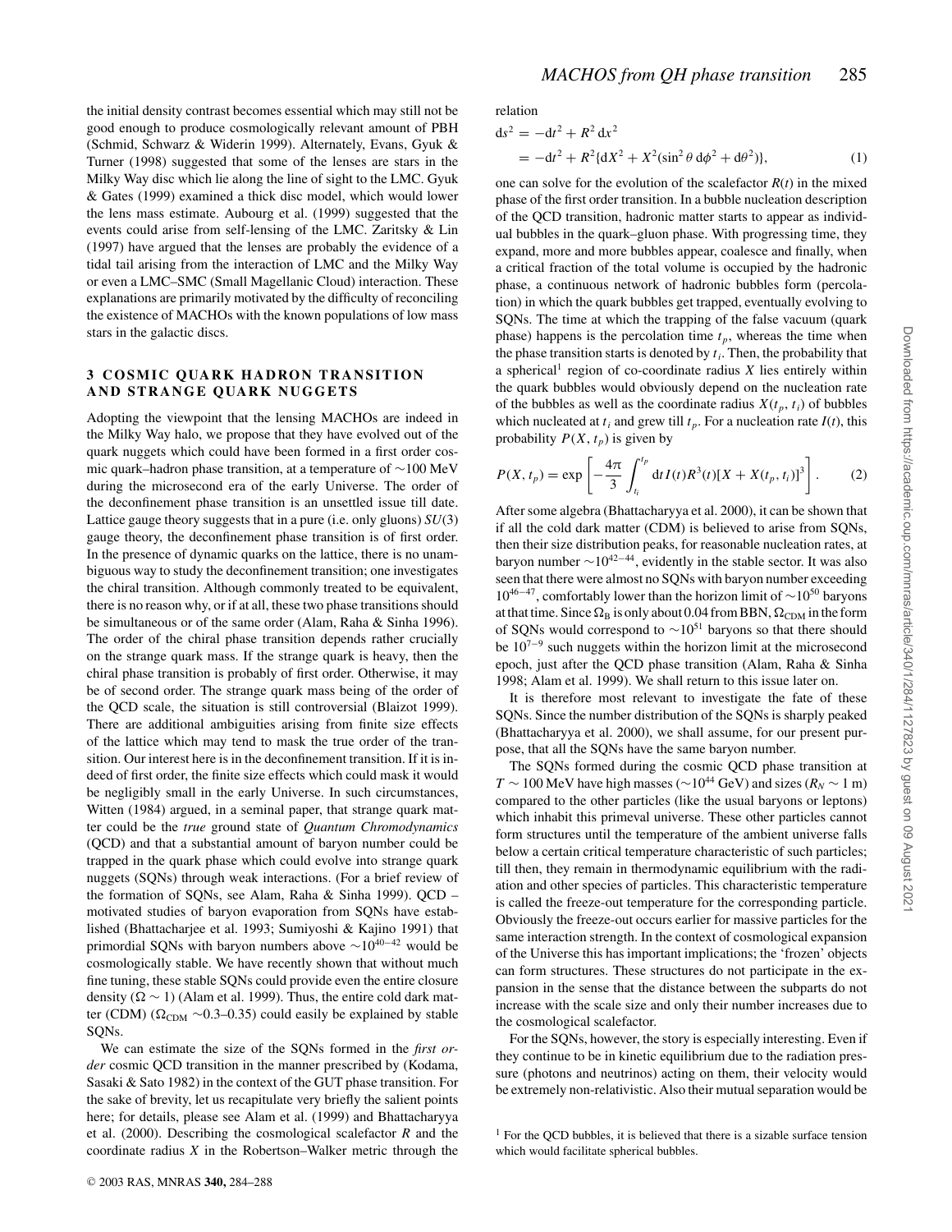the initial density contrast becomes essential which may still not be good enough to produce cosmologically relevant amount of PBH (Schmid, Schwarz & Widerin 1999). Alternately, Evans, Gyuk & Turner (1998) suggested that some of the lenses are stars in the Milky Way disc which lie along the line of sight to the LMC. Gyuk & Gates (1999) examined a thick disc model, which would lower the lens mass estimate. Aubourg et al. (1999) suggested that the events could arise from self-lensing of the LMC. Zaritsky & Lin (1997) have argued that the lenses are probably the evidence of a tidal tail arising from the interaction of LMC and the Milky Way or even a LMC–SMC (Small Magellanic Cloud) interaction. These explanations are primarily motivated by the difficulty of reconciling the existence of MACHOs with the known populations of low mass stars in the galactic discs.

## 3 COSMIC QUARK HADRON TRANSITION AND STRANGE QUARK NUGGETS

Adopting the viewpoint that the lensing MACHOs are indeed in the Milky Way halo, we propose that they have evolved out of the quark nuggets which could have been formed in a first order cosmic quark–hadron phase transition, at a temperature of ∼100 MeV during the microsecond era of the early Universe. The order of the deconfinement phase transition is an unsettled issue till date. Lattice gauge theory suggests that in a pure (i.e. only gluons) $SU(3)$ gauge theory, the deconfinement phase transition is of first order. In the presence of dynamic quarks on the lattice, there is no unambiguous way to study the deconfinement transition; one investigates the chiral transition. Although commonly treated to be equivalent, there is no reason why, or if at all, these two phase transitions should be simultaneous or of the same order (Alam, Raha & Sinha 1996). The order of the chiral phase transition depends rather crucially on the strange quark mass. If the strange quark is heavy, then the chiral phase transition is probably of first order. Otherwise, it may be of second order. The strange quark mass being of the order of the QCD scale, the situation is still controversial (Blaizot 1999). There are additional ambiguities arising from finite size effects of the lattice which may tend to mask the true order of the transition. Our interest here is in the deconfinement transition. If it is indeed of first order, the finite size effects which could mask it would be negligibly small in the early Universe. In such circumstances, Witten (1984) argued, in a seminal paper, that strange quark matter could be the *true* ground state of *Quantum Chromodynamics* (QCD) and that a substantial amount of baryon number could be trapped in the quark phase which could evolve into strange quark nuggets (SQNs) through weak interactions. (For a brief review of the formation of SQNs, see Alam, Raha & Sinha 1999). QCD – motivated studies of baryon evaporation from SQNs have established (Bhattacharjee et al. 1993; Sumiyoshi & Kajino 1991) that primordial SQNs with baryon numbers above $\sim 10^{40-42}$ would be cosmologically stable. We have recently shown that without much fine tuning, these stable SQNs could provide even the entire closure density ($\Omega \sim 1$) (Alam et al. 1999). Thus, the entire cold dark matter (CDM) ($\Omega_{\rm CDM} \sim 0.3$–$0.35$) could easily be explained by stable SQNs.

We can estimate the size of the SQNs formed in the *first order* cosmic QCD transition in the manner prescribed by (Kodama, Sasaki & Sato 1982) in the context of the GUT phase transition. For the sake of brevity, let us recapitulate very briefly the salient points here; for details, please see Alam et al. (1999) and Bhattacharyya et al. (2000). Describing the cosmological scalefactor $R$ and the coordinate radius $X$ in the Robertson–Walker metric through the relation

$$
\begin{aligned}
{\rm d}s^2 &= -{\rm d}t^2 + R^2\,{\rm d}x^2 \\
&= -{\rm d}t^2 + R^2\{{\rm d}X^2 + X^2(\sin^2\theta\,{\rm d}\phi^2 + {\rm d}\theta^2)\},
\end{aligned}
\tag{1}
$$

one can solve for the evolution of the scalefactor $R(t)$ in the mixed phase of the first order transition. In a bubble nucleation description of the QCD transition, hadronic matter starts to appear as individual bubbles in the quark–gluon phase. With progressing time, they expand, more and more bubbles appear, coalesce and finally, when a critical fraction of the total volume is occupied by the hadronic phase, a continuous network of hadronic bubbles form (percolation) in which the quark bubbles get trapped, eventually evolving to SQNs. The time at which the trapping of the false vacuum (quark phase) happens is the percolation time $t_p$, whereas the time when the phase transition starts is denoted by $t_i$. Then, the probability that a spherical[1] region of co-coordinate radius $X$ lies entirely within the quark bubbles would obviously depend on the nucleation rate of the bubbles as well as the coordinate radius $X(t_p, t_i)$ of bubbles which nucleated at $t_i$ and grew till $t_p$. For a nucleation rate $I(t)$, this probability $P(X, t_p)$ is given by

$$
P(X, t_p) = \exp\left[-\frac{4\pi}{3}\int_{t_i}^{t_p} {\rm d}t\, I(t) R^3(t)[X + X(t_p, t_i)]^3\right]. \tag{2}
$$

After some algebra (Bhattacharyya et al. 2000), it can be shown that if all the cold dark matter (CDM) is believed to arise from SQNs, then their size distribution peaks, for reasonable nucleation rates, at baryon number $\sim 10^{42-44}$, evidently in the stable sector. It was also seen that there were almost no SQNs with baryon number exceeding $10^{46-47}$, comfortably lower than the horizon limit of $\sim 10^{50}$ baryons at that time. Since $\Omega_{\rm B}$ is only about 0.04 from BBN, $\Omega_{\rm CDM}$ in the form of SQNs would correspond to $\sim 10^{51}$ baryons so that there should be $10^{7-9}$ such nuggets within the horizon limit at the microsecond epoch, just after the QCD phase transition (Alam, Raha & Sinha 1998; Alam et al. 1999). We shall return to this issue later on.

It is therefore most relevant to investigate the fate of these SQNs. Since the number distribution of the SQNs is sharply peaked (Bhattacharyya et al. 2000), we shall assume, for our present purpose, that all the SQNs have the same baryon number.

The SQNs formed during the cosmic QCD phase transition at $T \sim 100$ MeV have high masses ($\sim 10^{44}$ GeV) and sizes ($R_N \sim 1$ m) compared to the other particles (like the usual baryons or leptons) which inhabit this primeval universe. These other particles cannot form structures until the temperature of the ambient universe falls below a certain critical temperature characteristic of such particles; till then, they remain in thermodynamic equilibrium with the radiation and other species of particles. This characteristic temperature is called the freeze-out temperature for the corresponding particle. Obviously the freeze-out occurs earlier for massive particles for the same interaction strength. In the context of cosmological expansion of the Universe this has important implications; the 'frozen' objects can form structures. These structures do not participate in the expansion in the sense that the distance between the subparts do not increase with the scale size and only their number increases due to the cosmological scalefactor.

For the SQNs, however, the story is especially interesting. Even if they continue to be in kinetic equilibrium due to the radiation pressure (photons and neutrinos) acting on them, their velocity would be extremely non-relativistic. Also their mutual separation would be

[1] For the QCD bubbles, it is believed that there is a sizable surface tension which would facilitate spherical bubbles.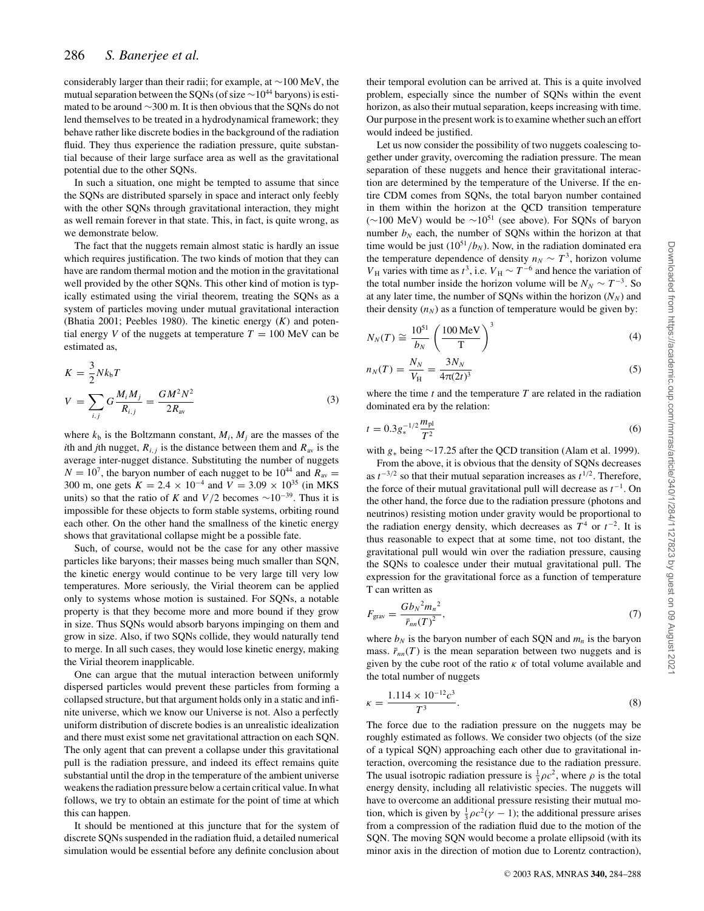considerably larger than their radii; for example, at ~100 MeV, the mutual separation between the SQNs (of size ~$10^{44}$ baryons) is estimated to be around ~300 m. It is then obvious that the SQNs do not lend themselves to be treated in a hydrodynamical framework; they behave rather like discrete bodies in the background of the radiation fluid. They thus experience the radiation pressure, quite substantial because of their large surface area as well as the gravitational potential due to the other SQNs.

In such a situation, one might be tempted to assume that since the SQNs are distributed sparsely in space and interact only feebly with the other SQNs through gravitational interaction, they might as well remain forever in that state. This, in fact, is quite wrong, as we demonstrate below.

The fact that the nuggets remain almost static is hardly an issue which requires justification. The two kinds of motion that they can have are random thermal motion and the motion in the gravitational well provided by the other SQNs. This other kind of motion is typically estimated using the virial theorem, treating the SQNs as a system of particles moving under mutual gravitational interaction (Bhatia 2001; Peebles 1980). The kinetic energy ($K$) and potential energy $V$ of the nuggets at temperature $T = 100$ MeV can be estimated as,

$$K = \frac{3}{2} N k_\mathrm{b} T$$
$$V = \sum_{i,j} G \frac{M_i M_j}{R_{i,j}} = \frac{G M^2 N^2}{2 R_\mathrm{av}} \tag{3}$$

where $k_\mathrm{b}$ is the Boltzmann constant, $M_i$, $M_j$ are the masses of the $i$th and $j$th nugget, $R_{i,j}$ is the distance between them and $R_\mathrm{av}$ is the average inter-nugget distance. Substituting the number of nuggets $N = 10^7$, the baryon number of each nugget to be $10^{44}$ and $R_\mathrm{av} = 300$ m, one gets $K = 2.4 \times 10^{-4}$ and $V = 3.09 \times 10^{35}$ (in MKS units) so that the ratio of $K$ and $V/2$ becomes ~$10^{-39}$. Thus it is impossible for these objects to form stable systems, orbiting round each other. On the other hand the smallness of the kinetic energy shows that gravitational collapse might be a possible fate.

Such, of course, would not be the case for any other massive particles like baryons; their masses being much smaller than SQN, the kinetic energy would continue to be very large till very low temperatures. More seriously, the Virial theorem can be applied only to systems whose motion is sustained. For SQNs, a notable property is that they become more and more bound if they grow in size. Thus SQNs would absorb baryons impinging on them and grow in size. Also, if two SQNs collide, they would naturally tend to merge. In all such cases, they would lose kinetic energy, making the Virial theorem inapplicable.

One can argue that the mutual interaction between uniformly dispersed particles would prevent these particles from forming a collapsed structure, but that argument holds only in a static and infinite universe, which we know our Universe is not. Also a perfectly uniform distribution of discrete bodies is an unrealistic idealization and there must exist some net gravitational attraction on each SQN. The only agent that can prevent a collapse under this gravitational pull is the radiation pressure, and indeed its effect remains quite substantial until the drop in the temperature of the ambient universe weakens the radiation pressure below a certain critical value. In what follows, we try to obtain an estimate for the point of time at which this can happen.

It should be mentioned at this juncture that for the system of discrete SQNs suspended in the radiation fluid, a detailed numerical simulation would be essential before any definite conclusion about their temporal evolution can be arrived at. This is a quite involved problem, especially since the number of SQNs within the event horizon, as also their mutual separation, keeps increasing with time. Our purpose in the present work is to examine whether such an effort would indeed be justified.

Let us now consider the possibility of two nuggets coalescing together under gravity, overcoming the radiation pressure. The mean separation of these nuggets and hence their gravitational interaction are determined by the temperature of the Universe. If the entire CDM comes from SQNs, the total baryon number contained in them within the horizon at the QCD transition temperature (~100 MeV) would be ~$10^{51}$ (see above). For SQNs of baryon number $b_N$ each, the number of SQNs within the horizon at that time would be just ($10^{51}/b_N$). Now, in the radiation dominated era the temperature dependence of density $n_N \sim T^3$, horizon volume $V_\mathrm{H}$ varies with time as $t^3$, i.e. $V_\mathrm{H} \sim T^{-6}$ and hence the variation of the total number inside the horizon volume will be $N_N \sim T^{-3}$. So at any later time, the number of SQNs within the horizon ($N_N$) and their density ($n_N$) as a function of temperature would be given by:

$$N_N(T) \cong \frac{10^{51}}{b_N} \left( \frac{100\,\mathrm{MeV}}{\mathrm{T}} \right)^3 \tag{4}$$

$$n_N(T) = \frac{N_N}{V_\mathrm{H}} = \frac{3 N_N}{4\pi (2t)^3} \tag{5}$$

where the time $t$ and the temperature $T$ are related in the radiation dominated era by the relation:

$$t = 0.3 g_*^{-1/2} \frac{m_\mathrm{pl}}{T^2} \tag{6}$$

with $g_*$ being ~17.25 after the QCD transition (Alam et al. 1999).

From the above, it is obvious that the density of SQNs decreases as $t^{-3/2}$ so that their mutual separation increases as $t^{1/2}$. Therefore, the force of their mutual gravitational pull will decrease as $t^{-1}$. On the other hand, the force due to the radiation pressure (photons and neutrinos) resisting motion under gravity would be proportional to the radiation energy density, which decreases as $T^4$ or $t^{-2}$. It is thus reasonable to expect that at some time, not too distant, the gravitational pull would win over the radiation pressure, causing the SQNs to coalesce under their mutual gravitational pull. The expression for the gravitational force as a function of temperature T can written as

$$F_\mathrm{grav} = \frac{G {b_N}^2 {m_n}^2}{\bar{r}_{nn}(T)^2}, \tag{7}$$

where $b_N$ is the baryon number of each SQN and $m_n$ is the baryon mass. $\bar{r}_{nn}(T)$ is the mean separation between two nuggets and is given by the cube root of the ratio $\kappa$ of total volume available and the total number of nuggets

$$\kappa = \frac{1.114 \times 10^{-12} c^3}{T^3}. \tag{8}$$

The force due to the radiation pressure on the nuggets may be roughly estimated as follows. We consider two objects (of the size of a typical SQN) approaching each other due to gravitational interaction, overcoming the resistance due to the radiation pressure. The usual isotropic radiation pressure is $\frac{1}{3}\rho c^2$, where $\rho$ is the total energy density, including all relativistic species. The nuggets will have to overcome an additional pressure resisting their mutual motion, which is given by $\frac{1}{3}\rho c^2(\gamma - 1)$; the additional pressure arises from a compression of the radiation fluid due to the motion of the SQN. The moving SQN would become a prolate ellipsoid (with its minor axis in the direction of motion due to Lorentz contraction),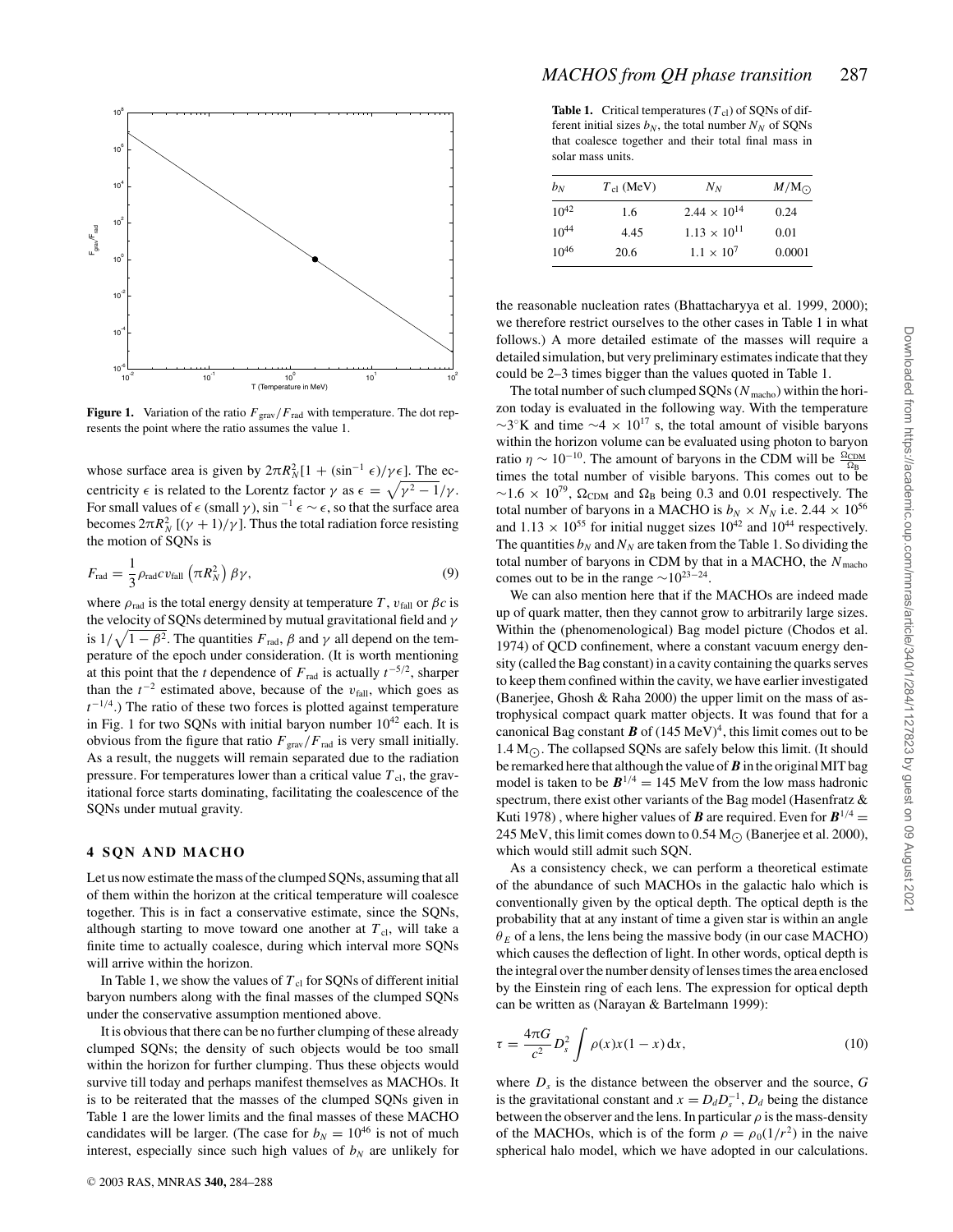**Figure 1.** Variation of the ratio $F_{\rm grav}/F_{\rm rad}$ with temperature. The dot represents the point where the ratio assumes the value 1.

whose surface area is given by $2\pi R_N^2[1 + (\sin^{-1}\epsilon)/\gamma\epsilon]$. The eccentricity $\epsilon$ is related to the Lorentz factor $\gamma$ as $\epsilon = \sqrt{\gamma^2 - 1}/\gamma$. For small values of $\epsilon$ (small $\gamma$), $\sin^{-1}\epsilon \sim \epsilon$, so that the surface area becomes $2\pi R_N^2\,[(\gamma + 1)/\gamma]$. Thus the total radiation force resisting the motion of SQNs is

$$F_{\rm rad} = \frac{1}{3}\rho_{\rm rad} c v_{\rm fall}\left(\pi R_N^2\right)\beta\gamma, \tag{9}$$

where $\rho_{\rm rad}$ is the total energy density at temperature $T$, $v_{\rm fall}$ or $\beta c$ is the velocity of SQNs determined by mutual gravitational field and $\gamma$ is $1/\sqrt{1-\beta^2}$. The quantities $F_{\rm rad}$, $\beta$ and $\gamma$ all depend on the temperature of the epoch under consideration. (It is worth mentioning at this point that the $t$ dependence of $F_{\rm rad}$ is actually $t^{-5/2}$, sharper than the $t^{-2}$ estimated above, because of the $v_{\rm fall}$, which goes as $t^{-1/4}$.) The ratio of these two forces is plotted against temperature in Fig. 1 for two SQNs with initial baryon number $10^{42}$ each. It is obvious from the figure that ratio $F_{\rm grav}/F_{\rm rad}$ is very small initially. As a result, the nuggets will remain separated due to the radiation pressure. For temperatures lower than a critical value $T_{\rm cl}$, the gravitational force starts dominating, facilitating the coalescence of the SQNs under mutual gravity.

## 4 SQN AND MACHO

Let us now estimate the mass of the clumped SQNs, assuming that all of them within the horizon at the critical temperature will coalesce together. This is in fact a conservative estimate, since the SQNs, although starting to move toward one another at $T_{\rm cl}$, will take a finite time to actually coalesce, during which interval more SQNs will arrive within the horizon.

In Table 1, we show the values of $T_{\rm cl}$ for SQNs of different initial baryon numbers along with the final masses of the clumped SQNs under the conservative assumption mentioned above.

It is obvious that there can be no further clumping of these already clumped SQNs; the density of such objects would be too small within the horizon for further clumping. Thus these objects would survive till today and perhaps manifest themselves as MACHOs. It is to be reiterated that the masses of the clumped SQNs given in Table 1 are the lower limits and the final masses of these MACHO candidates will be larger. (The case for $b_N = 10^{46}$ is not of much interest, especially since such high values of $b_N$ are unlikely for the reasonable nucleation rates (Bhattacharyya et al. 1999, 2000); we therefore restrict ourselves to the other cases in Table 1 in what follows.) A more detailed estimate of the masses will require a detailed simulation, but very preliminary estimates indicate that they could be 2–3 times bigger than the values quoted in Table 1.

**Table 1.** Critical temperatures ($T_{\rm cl}$) of SQNs of different initial sizes $b_N$, the total number $N_N$ of SQNs that coalesce together and their total final mass in solar mass units.

| $b_N$ | $T_{\rm cl}$ (MeV) | $N_N$ | $M/{\rm M}_\odot$ |
|---|---|---|---|
| $10^{42}$ | 1.6 | $2.44 \times 10^{14}$ | 0.24 |
| $10^{44}$ | 4.45 | $1.13 \times 10^{11}$ | 0.01 |
| $10^{46}$ | 20.6 | $1.1 \times 10^{7}$ | 0.0001 |

The total number of such clumped SQNs ($N_{\rm macho}$) within the horizon today is evaluated in the following way. With the temperature $\sim 3^\circ$K and time $\sim 4 \times 10^{17}$ s, the total amount of visible baryons within the horizon volume can be evaluated using photon to baryon ratio $\eta \sim 10^{-10}$. The amount of baryons in the CDM will be $\frac{\Omega_{\rm CDM}}{\Omega_{\rm B}}$ times the total number of visible baryons. This comes out to be $\sim 1.6 \times 10^{79}$, $\Omega_{\rm CDM}$ and $\Omega_{\rm B}$ being 0.3 and 0.01 respectively. The total number of baryons in a MACHO is $b_N \times N_N$ i.e. $2.44 \times 10^{56}$ and $1.13 \times 10^{55}$ for initial nugget sizes $10^{42}$ and $10^{44}$ respectively. The quantities $b_N$ and $N_N$ are taken from the Table 1. So dividing the total number of baryons in CDM by that in a MACHO, the $N_{\rm macho}$ comes out to be in the range $\sim 10^{23-24}$.

We can also mention here that if the MACHOs are indeed made up of quark matter, then they cannot grow to arbitrarily large sizes. Within the (phenomenological) Bag model picture (Chodos et al. 1974) of QCD confinement, where a constant vacuum energy density (called the Bag constant) in a cavity containing the quarks serves to keep them confined within the cavity, we have earlier investigated (Banerjee, Ghosh & Raha 2000) the upper limit on the mass of astrophysical compact quark matter objects. It was found that for a canonical Bag constant $\boldsymbol{B}$ of $(145\ {\rm MeV})^4$, this limit comes out to be $1.4\ {\rm M}_\odot$. The collapsed SQNs are safely below this limit. (It should be remarked here that although the value of $\boldsymbol{B}$ in the original MIT bag model is taken to be $\boldsymbol{B}^{1/4} = 145$ MeV from the low mass hadronic spectrum, there exist other variants of the Bag model (Hasenfratz & Kuti 1978) , where higher values of $\boldsymbol{B}$ are required. Even for $\boldsymbol{B}^{1/4} = 245$ MeV, this limit comes down to $0.54\ {\rm M}_\odot$ (Banerjee et al. 2000), which would still admit such SQN.

As a consistency check, we can perform a theoretical estimate of the abundance of such MACHOs in the galactic halo which is conventionally given by the optical depth. The optical depth is the probability that at any instant of time a given star is within an angle $\theta_E$ of a lens, the lens being the massive body (in our case MACHO) which causes the deflection of light. In other words, optical depth is the integral over the number density of lenses times the area enclosed by the Einstein ring of each lens. The expression for optical depth can be written as (Narayan & Bartelmann 1999):

$$\tau = \frac{4\pi G}{c^2} D_s^2 \int \rho(x) x(1-x)\,{\rm d}x, \tag{10}$$

where $D_s$ is the distance between the observer and the source, $G$ is the gravitational constant and $x = D_d D_s^{-1}$, $D_d$ being the distance between the observer and the lens. In particular $\rho$ is the mass-density of the MACHOs, which is of the form $\rho = \rho_0(1/r^2)$ in the naive spherical halo model, which we have adopted in our calculations.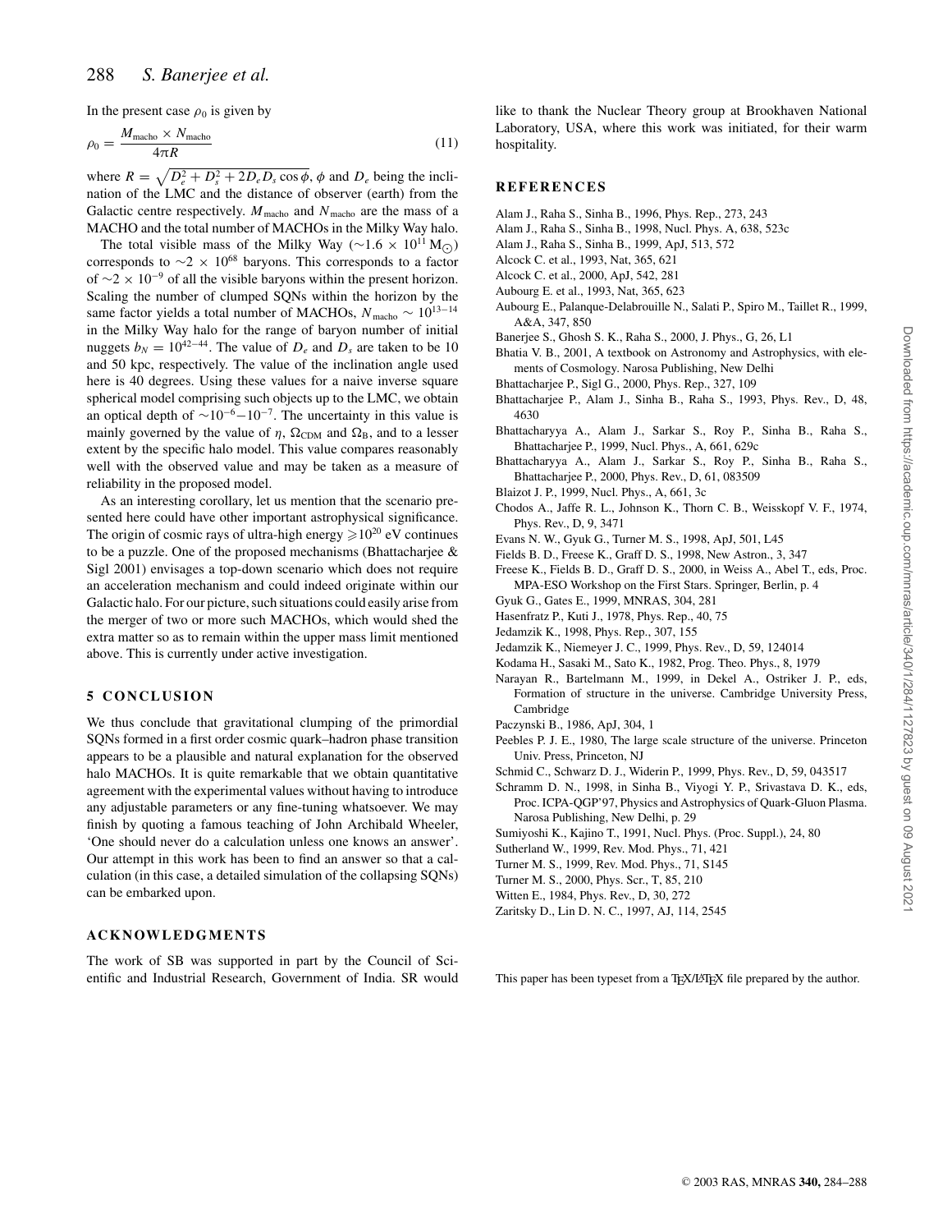In the present case $\rho_0$ is given by

$$\rho_0 = \frac{M_{\text{macho}} \times N_{\text{macho}}}{4\pi R} \tag{11}$$

where $R = \sqrt{D_e^2 + D_s^2 + 2D_e D_s \cos\phi}$, $\phi$ and $D_e$ being the inclination of the LMC and the distance of observer (earth) from the Galactic centre respectively. $M_{\text{macho}}$ and $N_{\text{macho}}$ are the mass of a MACHO and the total number of MACHOs in the Milky Way halo.

The total visible mass of the Milky Way ($\sim 1.6 \times 10^{11}\,\mathrm{M}_{\odot}$) corresponds to $\sim 2 \times 10^{68}$ baryons. This corresponds to a factor of $\sim 2 \times 10^{-9}$ of all the visible baryons within the present horizon. Scaling the number of clumped SQNs within the horizon by the same factor yields a total number of MACHOs, $N_{\text{macho}} \sim 10^{13-14}$ in the Milky Way halo for the range of baryon number of initial nuggets $b_N = 10^{42-44}$. The value of $D_e$ and $D_s$ are taken to be 10 and 50 kpc, respectively. The value of the inclination angle used here is 40 degrees. Using these values for a naive inverse square spherical model comprising such objects up to the LMC, we obtain an optical depth of $\sim 10^{-6}$–$10^{-7}$. The uncertainty in this value is mainly governed by the value of $\eta$, $\Omega_{\text{CDM}}$ and $\Omega_{\text{B}}$, and to a lesser extent by the specific halo model. This value compares reasonably well with the observed value and may be taken as a measure of reliability in the proposed model.

As an interesting corollary, let us mention that the scenario presented here could have other important astrophysical significance. The origin of cosmic rays of ultra-high energy $\geqslant 10^{20}$ eV continues to be a puzzle. One of the proposed mechanisms (Bhattacharjee & Sigl 2001) envisages a top-down scenario which does not require an acceleration mechanism and could indeed originate within our Galactic halo. For our picture, such situations could easily arise from the merger of two or more such MACHOs, which would shed the extra matter so as to remain within the upper mass limit mentioned above. This is currently under active investigation.

## 5 CONCLUSION

We thus conclude that gravitational clumping of the primordial SQNs formed in a first order cosmic quark–hadron phase transition appears to be a plausible and natural explanation for the observed halo MACHOs. It is quite remarkable that we obtain quantitative agreement with the experimental values without having to introduce any adjustable parameters or any fine-tuning whatsoever. We may finish by quoting a famous teaching of John Archibald Wheeler, 'One should never do a calculation unless one knows an answer'. Our attempt in this work has been to find an answer so that a calculation (in this case, a detailed simulation of the collapsing SQNs) can be embarked upon.

## ACKNOWLEDGMENTS

The work of SB was supported in part by the Council of Scientific and Industrial Research, Government of India. SR would like to thank the Nuclear Theory group at Brookhaven National Laboratory, USA, where this work was initiated, for their warm hospitality.

## REFERENCES

Alam J., Raha S., Sinha B., 1996, Phys. Rep., 273, 243

Alam J., Raha S., Sinha B., 1998, Nucl. Phys. A, 638, 523c

Alam J., Raha S., Sinha B., 1999, ApJ, 513, 572

Alcock C. et al., 1993, Nat, 365, 621

Alcock C. et al., 2000, ApJ, 542, 281

Aubourg E. et al., 1993, Nat, 365, 623

Aubourg E., Palanque-Delabrouille N., Salati P., Spiro M., Taillet R., 1999, A&A, 347, 850

Banerjee S., Ghosh S. K., Raha S., 2000, J. Phys., G, 26, L1

Bhatia V. B., 2001, A textbook on Astronomy and Astrophysics, with elements of Cosmology. Narosa Publishing, New Delhi

Bhattacharjee P., Sigl G., 2000, Phys. Rep., 327, 109

Bhattacharjee P., Alam J., Sinha B., Raha S., 1993, Phys. Rev., D, 48, 4630

Bhattacharyya A., Alam J., Sarkar S., Roy P., Sinha B., Raha S., Bhattacharjee P., 1999, Nucl. Phys., A, 661, 629c

Bhattacharyya A., Alam J., Sarkar S., Roy P., Sinha B., Raha S., Bhattacharjee P., 2000, Phys. Rev., D, 61, 083509

Blaizot J. P., 1999, Nucl. Phys., A, 661, 3c

Chodos A., Jaffe R. L., Johnson K., Thorn C. B., Weisskopf V. F., 1974, Phys. Rev., D, 9, 3471

Evans N. W., Gyuk G., Turner M. S., 1998, ApJ, 501, L45

Fields B. D., Freese K., Graff D. S., 1998, New Astron., 3, 347

Freese K., Fields B. D., Graff D. S., 2000, in Weiss A., Abel T., eds, Proc. MPA-ESO Workshop on the First Stars. Springer, Berlin, p. 4

Gyuk G., Gates E., 1999, MNRAS, 304, 281

Hasenfratz P., Kuti J., 1978, Phys. Rep., 40, 75

Jedamzik K., 1998, Phys. Rep., 307, 155

Jedamzik K., Niemeyer J. C., 1999, Phys. Rev., D, 59, 124014

Kodama H., Sasaki M., Sato K., 1982, Prog. Theo. Phys., 8, 1979

Narayan R., Bartelmann M., 1999, in Dekel A., Ostriker J. P., eds, Formation of structure in the universe. Cambridge University Press, Cambridge

Paczynski B., 1986, ApJ, 304, 1

Peebles P. J. E., 1980, The large scale structure of the universe. Princeton Univ. Press, Princeton, NJ

Schmid C., Schwarz D. J., Widerin P., 1999, Phys. Rev., D, 59, 043517

Schramm D. N., 1998, in Sinha B., Viyogi Y. P., Srivastava D. K., eds, Proc. ICPA-QGP'97, Physics and Astrophysics of Quark-Gluon Plasma. Narosa Publishing, New Delhi, p. 29

Sumiyoshi K., Kajino T., 1991, Nucl. Phys. (Proc. Suppl.), 24, 80

Sutherland W., 1999, Rev. Mod. Phys., 71, 421

Turner M. S., 1999, Rev. Mod. Phys., 71, S145

Turner M. S., 2000, Phys. Scr., T, 85, 210

Witten E., 1984, Phys. Rev., D, 30, 272

Zaritsky D., Lin D. N. C., 1997, AJ, 114, 2545

This paper has been typeset from a TEX/LATEX file prepared by the author.